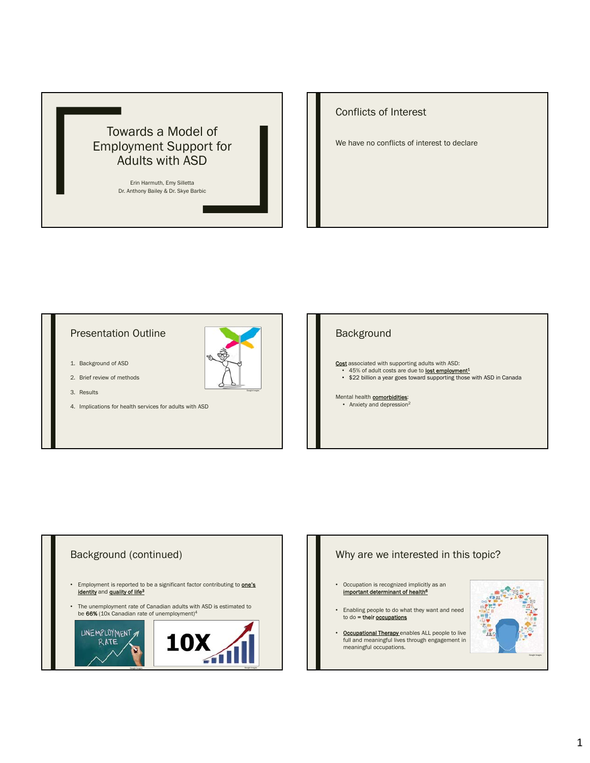# Towards a Model of Employment Support for Adults with ASD

Erin Harmuth, Emy Silletta
Dr. Anthony Bailey & Dr. Skye Barbic

## Conflicts of Interest

We have no conflicts of interest to declare

## Presentation Outline

1. Background of ASD
2. Brief review of methods
3. Results
4. Implications for health services for adults with ASD

## Background

**Cost** associated with supporting adults with ASD:

- 45% of adult costs are due to **lost employment**[1]
- $22 billion a year goes toward supporting those with ASD in Canada

Mental health **comorbidities**:

- Anxiety and depression[2]

## Background (continued)

- Employment is reported to be a significant factor contributing to **one's identity** and **quality of life**[3]
- The unemployment rate of Canadian adults with ASD is estimated to be **66%** (10x Canadian rate of unemployment)[4]

## Why are we interested in this topic?

- Occupation is recognized implicitly as an **important determinant of health**[6]
- Enabling people to do what they want and need to do = **their occupations**
- **Occupational Therapy** enables ALL people to live full and meaningful lives through engagement in meaningful occupations.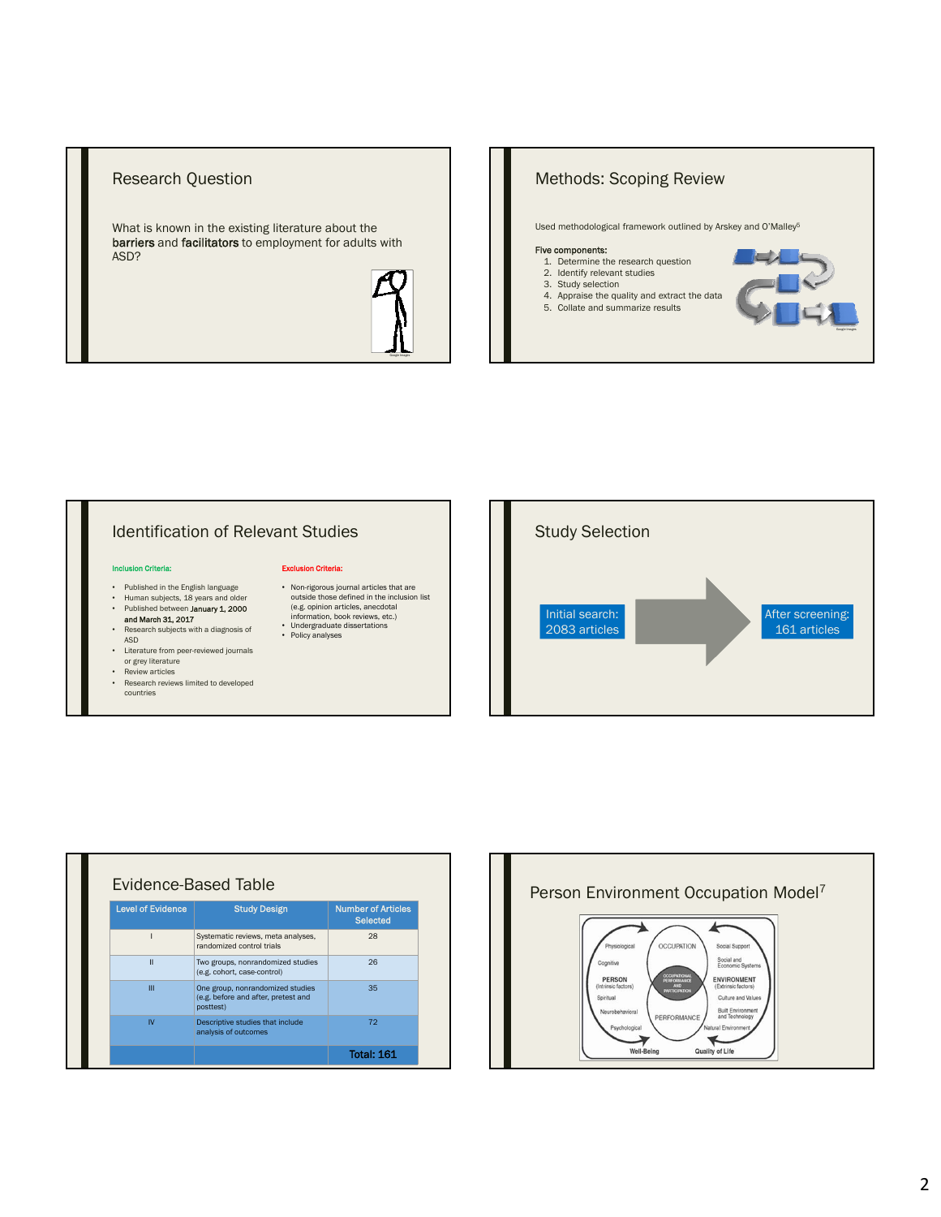## Research Question

What is known in the existing literature about the **barriers** and **facilitators** to employment for adults with ASD?

## Methods: Scoping Review

Used methodological framework outlined by Arskey and O'Malley[6]

**Five components:**

1. Determine the research question
2. Identify relevant studies
3. Study selection
4. Appraise the quality and extract the data
5. Collate and summarize results

## Identification of Relevant Studies

**Inclusion Criteria:**

- Published in the English language
- Human subjects, 18 years and older
- Published between **January 1, 2000 and March 31, 2017**
- Research subjects with a diagnosis of ASD
- Literature from peer-reviewed journals or grey literature
- Review articles
- Research reviews limited to developed countries

**Exclusion Criteria:**

- Non-rigorous journal articles that are outside those defined in the inclusion list (e.g. opinion articles, anecdotal information, book reviews, etc.)
- Undergraduate dissertations
- Policy analyses

## Study Selection

Initial search: 2083 articles → After screening: 161 articles

## Evidence-Based Table

| Level of Evidence | Study Design | Number of Articles Selected |
|---|---|---|
| I | Systematic reviews, meta analyses, randomized control trials | 28 |
| II | Two groups, nonrandomized studies (e.g. cohort, case-control) | 26 |
| III | One group, nonrandomized studies (e.g. before and after, pretest and posttest) | 35 |
| IV | Descriptive studies that include analysis of outcomes | 72 |
| | | **Total: 161** |

## Person Environment Occupation Model[7]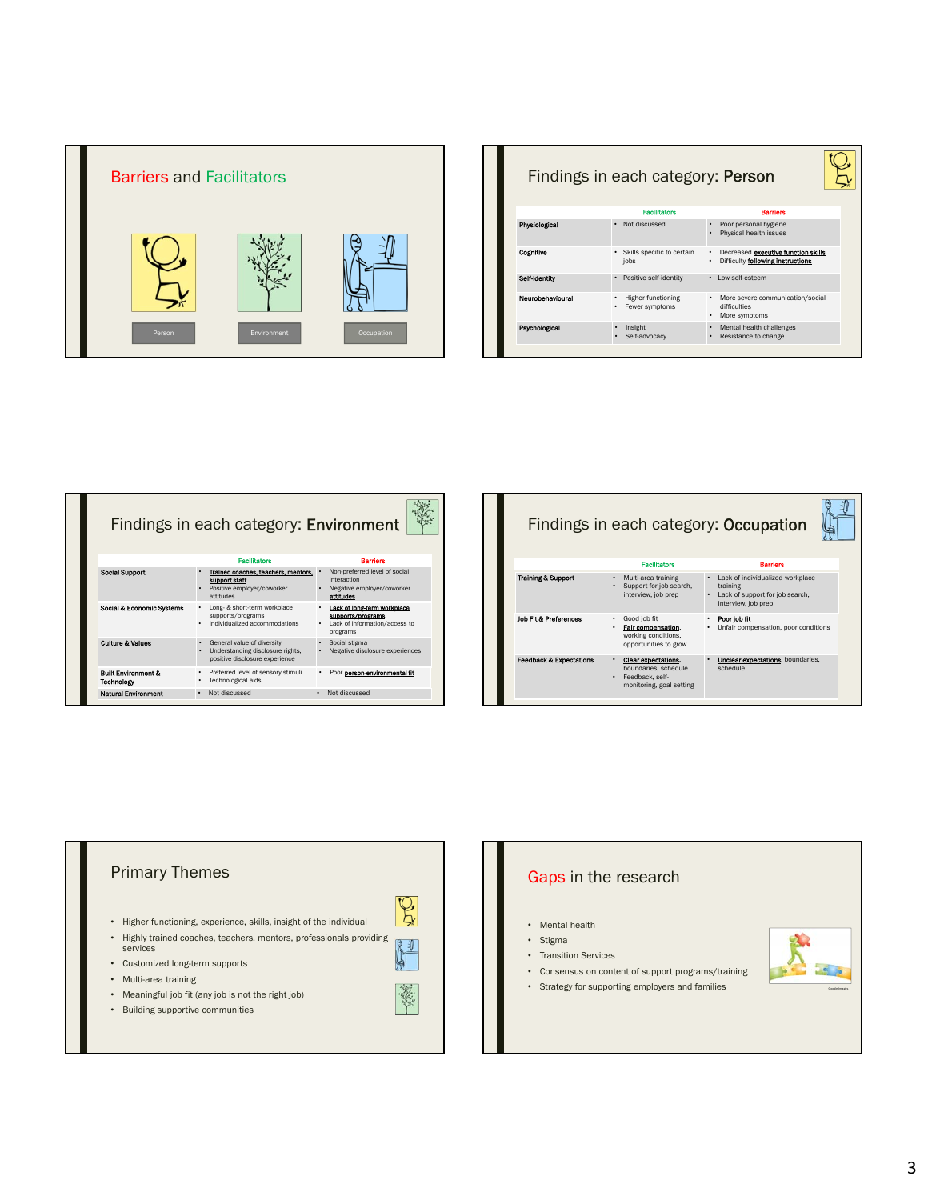## Barriers and Facilitators

Person

Environment

Occupation

## Findings in each category: **Person**

| | Facilitators | Barriers |
|---|---|---|
| **Physiological** | • Not discussed | • Poor personal hygiene<br>• Physical health issues |
| **Cognitive** | • Skills specific to certain jobs | • Decreased **executive function skills**<br>• Difficulty **following instructions** |
| **Self-identity** | • Positive self-identity | • Low self-esteem |
| **Neurobehavioural** | • Higher functioning<br>• Fewer symptoms | • More severe communication/social difficulties<br>• More symptoms |
| **Psychological** | • Insight<br>• Self-advocacy | • Mental health challenges<br>• Resistance to change |

## Findings in each category: **Environment**

| | Facilitators | Barriers |
|---|---|---|
| **Social Support** | • **Trained coaches, teachers, mentors, support staff**<br>• Positive employer/coworker attitudes | • Non-preferred level of social interaction<br>• Negative employer/coworker **attitudes** |
| **Social & Economic Systems** | • Long- & short-term workplace supports/programs<br>• Individualized accommodations | • **Lack of long-term workplace supports/programs**<br>• Lack of information/access to programs |
| **Culture & Values** | • General value of diversity<br>• Understanding disclosure rights, positive disclosure experience | • Social stigma<br>• Negative disclosure experiences |
| **Built Environment & Technology** | • Preferred level of sensory stimuli<br>• Technological aids | • Poor **person-environmental fit** |
| **Natural Environment** | • Not discussed | • Not discussed |

## Findings in each category: **Occupation**

| | Facilitators | Barriers |
|---|---|---|
| **Training & Support** | • Multi-area training<br>• Support for job search, interview, job prep | • Lack of individualized workplace training<br>• Lack of support for job search, interview, job prep |
| **Job Fit & Preferences** | • Good job fit<br>• **Fair compensation**, working conditions, opportunities to grow | • **Poor job fit**<br>• Unfair compensation, poor conditions |
| **Feedback & Expectations** | • **Clear expectations**, boundaries, schedule<br>• Feedback, self-monitoring, goal setting | • **Unclear expectations**, boundaries, schedule |

## Primary Themes

- Higher functioning, experience, skills, insight of the individual
- Highly trained coaches, teachers, mentors, professionals providing services
- Customized long-term supports
- Multi-area training
- Meaningful job fit (any job is not the right job)
- Building supportive communities

## Gaps in the research

- Mental health
- Stigma
- Transition Services
- Consensus on content of support programs/training
- Strategy for supporting employers and families

Google Images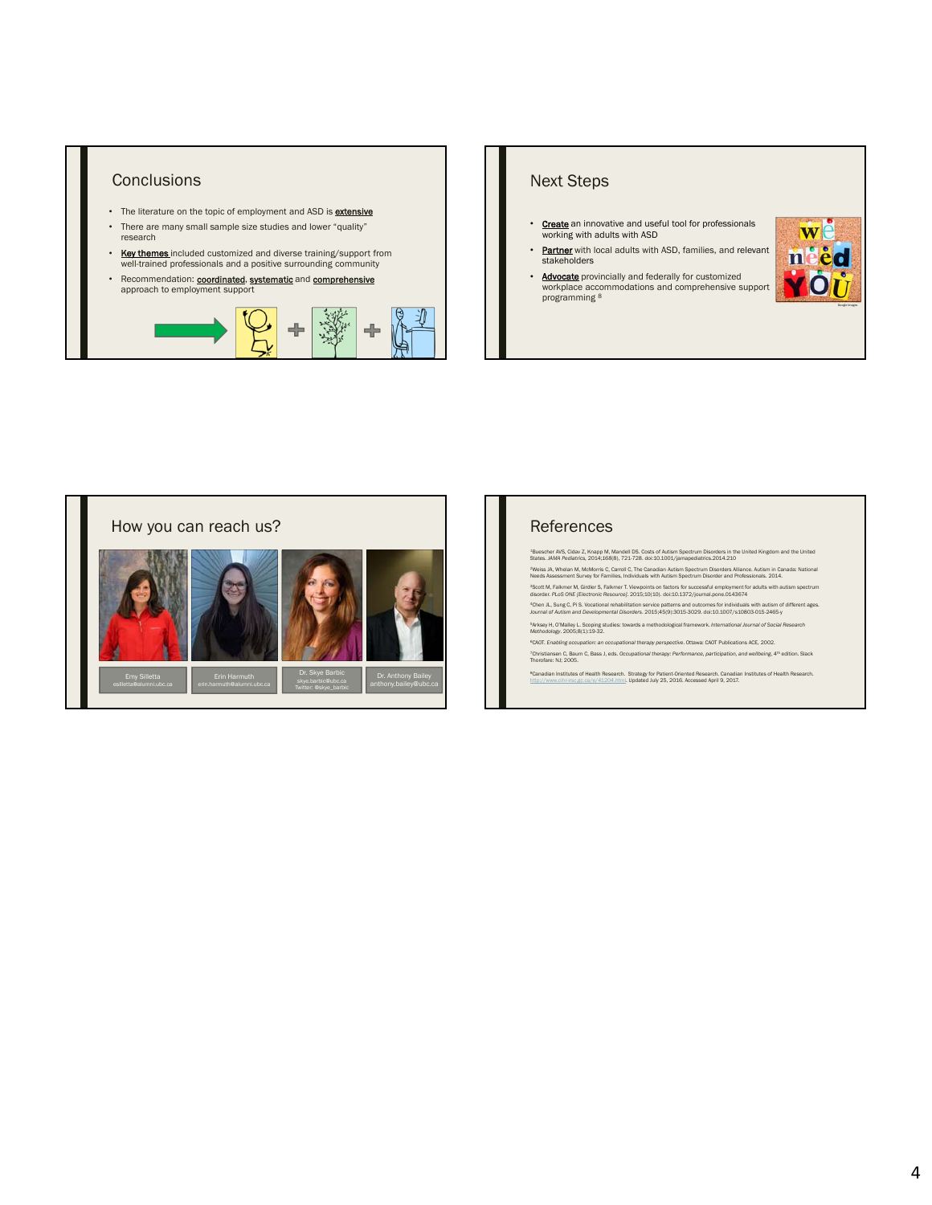## Conclusions

- The literature on the topic of employment and ASD is **extensive**
- There are many small sample size studies and lower "quality" research
- **Key themes** included customized and diverse training/support from well-trained professionals and a positive surrounding community
- Recommendation: **coordinated**, **systematic** and **comprehensive** approach to employment support

## Next Steps

- **Create** an innovative and useful tool for professionals working with adults with ASD
- **Partner** with local adults with ASD, families, and relevant stakeholders
- **Advocate** provincially and federally for customized workplace accommodations and comprehensive support programming [8]

we need YOU

Google Images

## How you can reach us?

| Emy Silletta | Erin Harmuth | Dr. Skye Barbic | Dr. Anthony Bailey |
|---|---|---|---|
| esilletta@alumni.ubc.ca | erin.harmuth@alumni.ubc.ca | skye.barbic@ubc.ca<br>Twitter: @skye_barbic | anthony.bailey@ubc.ca |

## References

[1]Buescher AVS, Cidav Z, Knapp M, Mandell DS. Costs of Autism Spectrum Disorders in the United Kingdom and the United States. *JAMA Pediatrics*, 2014;168(8), 721-728. doi:10.1001/jamapediatrics.2014.210

[2]Weiss JA, Whelan M, McMorris C, Carroll C. The Canadian Autism Spectrum Disorders Alliance. Autism in Canada: National Needs Assessment Survey for Families, Individuals with Autism Spectrum Disorder and Professionals. 2014.

[3]Scott M, Falkmer M, Girdler S, Falkmer T. Viewpoints on factors for successful employment for adults with autism spectrum disorder. *PLoS ONE [Electronic Resource]*. 2015;10(10). doi:10.1372/journal.pone.0143674

[4]Chen JL, Sung C, Pi S. Vocational rehabilitation service patterns and outcomes for individuals with autism of different ages. *Journal of Autism and Developmental Disorders*. 2015;45(9):3015-3029. doi:10.1007/s10803-015-2465-y

[5]Arksey H, O'Malley L. Scoping studies: towards a methodological framework. *International Journal of Social Research Methodology*. 2005;8(1):19-32.

[6]CAOT. *Enabling occupation: an occupational therapy perspective*. Ottawa: CAOT Publications ACE, 2002.

[7]Christiansen C, Baum C, Bass J, eds. *Occupational therapy: Performance, participation, and wellbeing*, 4th edition. Slack Thorofare: NJ; 2005.

[8]Canadian Institutes of Health Research. Strategy for Patient-Oriented Research. Canadian Institutes of Health Research. http://www.cihr-irsc.gc.ca/e/41204.html. Updated July 25, 2016. Accessed April 9, 2017.